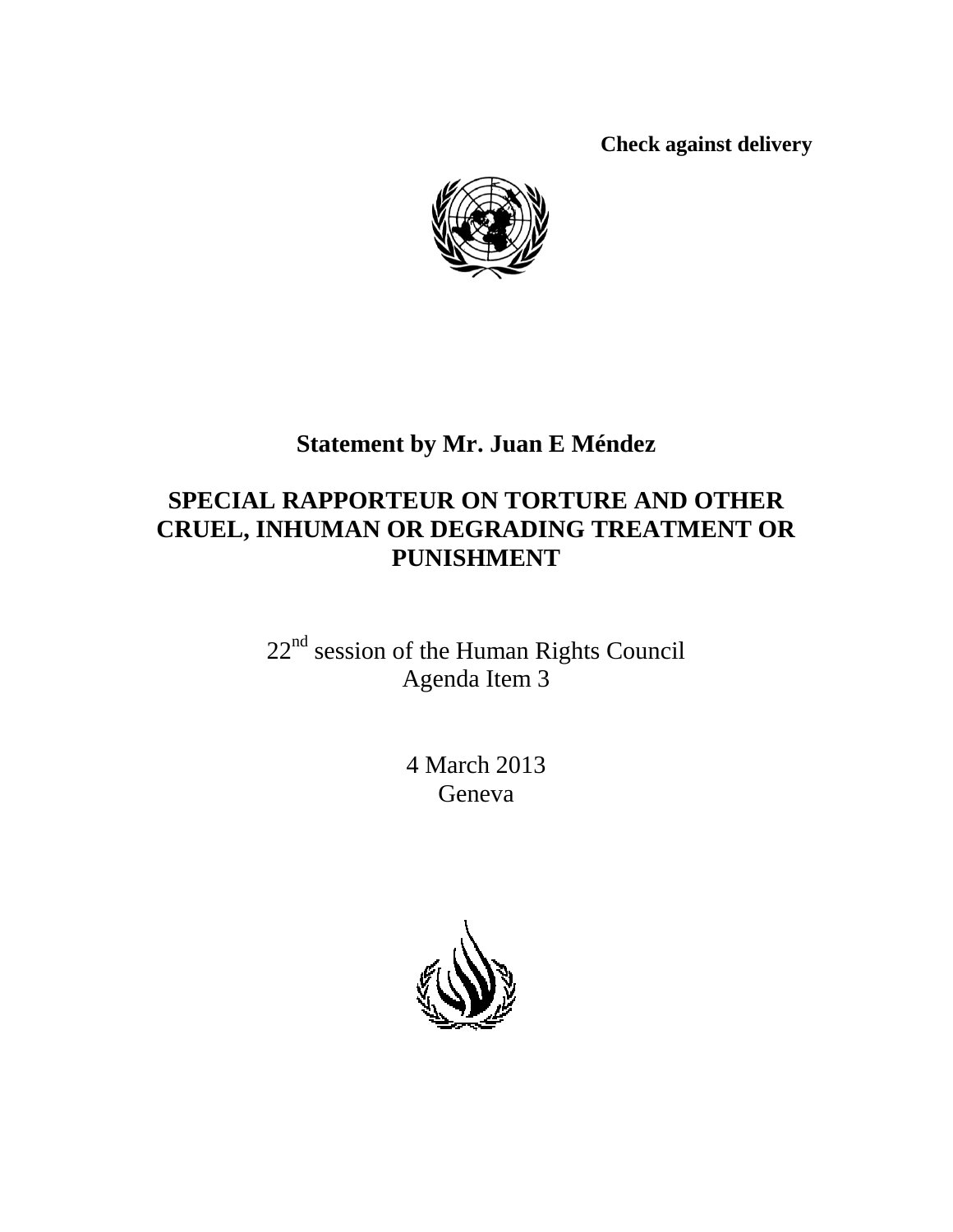**Check against delivery**

# Statement by Mr. Juan E Méndez

# SPECIAL RAPPORTEUR ON TORTURE AND OTHER CRUEL, INHUMAN OR DEGRADING TREATMENT OR PUNISHMENT

22nd session of the Human Rights Council
Agenda Item 3

4 March 2013
Geneva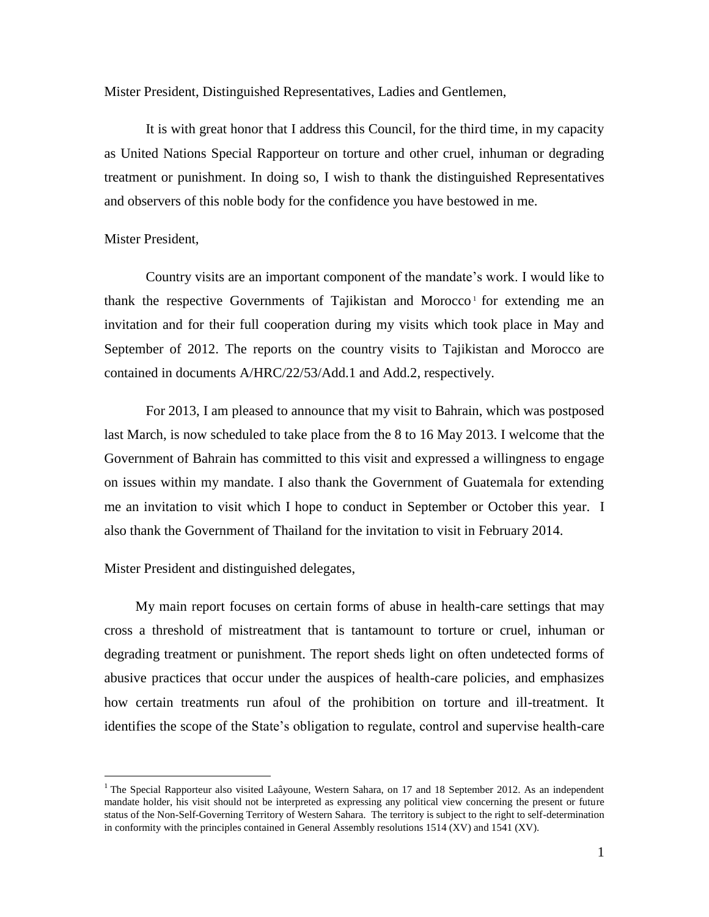Mister President, Distinguished Representatives, Ladies and Gentlemen,

It is with great honor that I address this Council, for the third time, in my capacity as United Nations Special Rapporteur on torture and other cruel, inhuman or degrading treatment or punishment. In doing so, I wish to thank the distinguished Representatives and observers of this noble body for the confidence you have bestowed in me.

Mister President,

Country visits are an important component of the mandate's work. I would like to thank the respective Governments of Tajikistan and Morocco[1] for extending me an invitation and for their full cooperation during my visits which took place in May and September of 2012. The reports on the country visits to Tajikistan and Morocco are contained in documents A/HRC/22/53/Add.1 and Add.2, respectively.

For 2013, I am pleased to announce that my visit to Bahrain, which was postposed last March, is now scheduled to take place from the 8 to 16 May 2013. I welcome that the Government of Bahrain has committed to this visit and expressed a willingness to engage on issues within my mandate. I also thank the Government of Guatemala for extending me an invitation to visit which I hope to conduct in September or October this year. I also thank the Government of Thailand for the invitation to visit in February 2014.

Mister President and distinguished delegates,

My main report focuses on certain forms of abuse in health-care settings that may cross a threshold of mistreatment that is tantamount to torture or cruel, inhuman or degrading treatment or punishment. The report sheds light on often undetected forms of abusive practices that occur under the auspices of health-care policies, and emphasizes how certain treatments run afoul of the prohibition on torture and ill-treatment. It identifies the scope of the State's obligation to regulate, control and supervise health-care

---

[1] The Special Rapporteur also visited Laâyoune, Western Sahara, on 17 and 18 September 2012. As an independent mandate holder, his visit should not be interpreted as expressing any political view concerning the present or future status of the Non-Self-Governing Territory of Western Sahara. The territory is subject to the right to self-determination in conformity with the principles contained in General Assembly resolutions 1514 (XV) and 1541 (XV).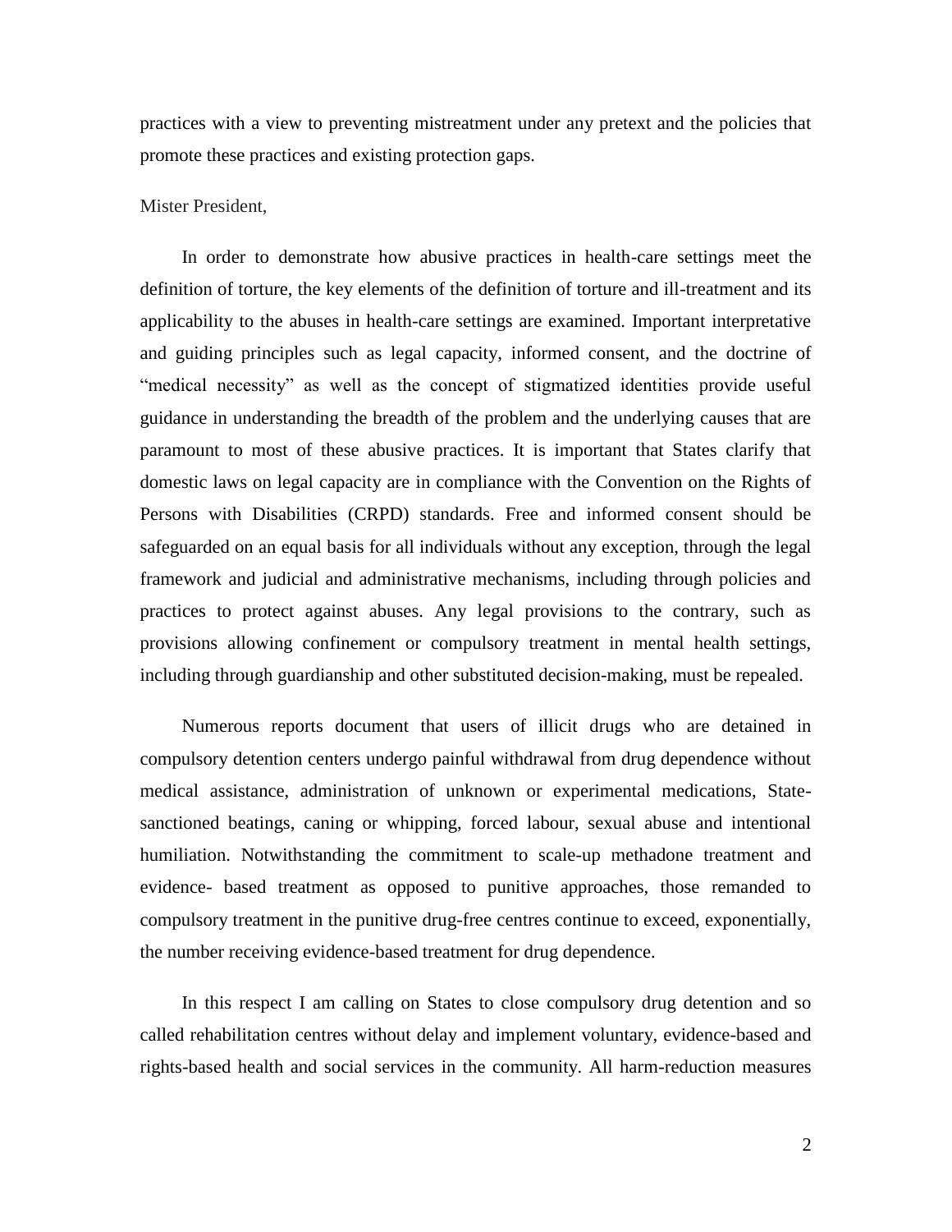practices with a view to preventing mistreatment under any pretext and the policies that promote these practices and existing protection gaps.

Mister President,

In order to demonstrate how abusive practices in health-care settings meet the definition of torture, the key elements of the definition of torture and ill-treatment and its applicability to the abuses in health-care settings are examined. Important interpretative and guiding principles such as legal capacity, informed consent, and the doctrine of "medical necessity" as well as the concept of stigmatized identities provide useful guidance in understanding the breadth of the problem and the underlying causes that are paramount to most of these abusive practices. It is important that States clarify that domestic laws on legal capacity are in compliance with the Convention on the Rights of Persons with Disabilities (CRPD) standards. Free and informed consent should be safeguarded on an equal basis for all individuals without any exception, through the legal framework and judicial and administrative mechanisms, including through policies and practices to protect against abuses. Any legal provisions to the contrary, such as provisions allowing confinement or compulsory treatment in mental health settings, including through guardianship and other substituted decision-making, must be repealed.

Numerous reports document that users of illicit drugs who are detained in compulsory detention centers undergo painful withdrawal from drug dependence without medical assistance, administration of unknown or experimental medications, State-sanctioned beatings, caning or whipping, forced labour, sexual abuse and intentional humiliation. Notwithstanding the commitment to scale-up methadone treatment and evidence- based treatment as opposed to punitive approaches, those remanded to compulsory treatment in the punitive drug-free centres continue to exceed, exponentially, the number receiving evidence-based treatment for drug dependence.

In this respect I am calling on States to close compulsory drug detention and so called rehabilitation centres without delay and implement voluntary, evidence-based and rights-based health and social services in the community. All harm-reduction measures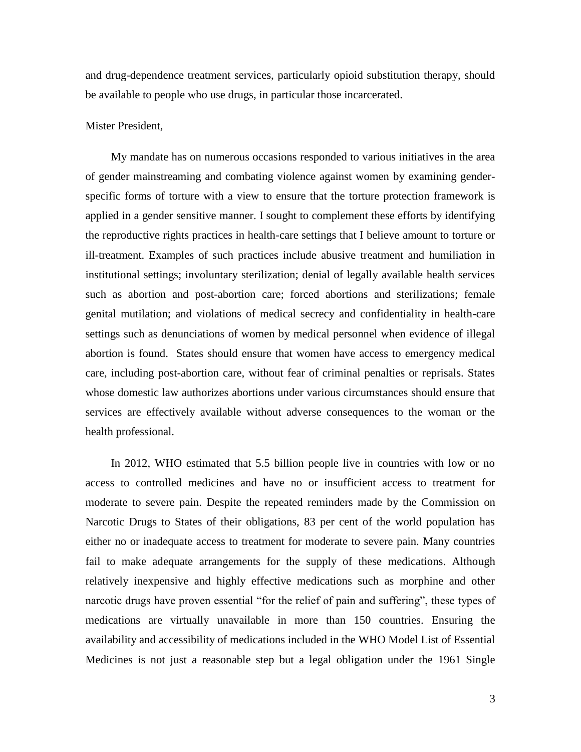and drug-dependence treatment services, particularly opioid substitution therapy, should be available to people who use drugs, in particular those incarcerated.

Mister President,

My mandate has on numerous occasions responded to various initiatives in the area of gender mainstreaming and combating violence against women by examining gender-specific forms of torture with a view to ensure that the torture protection framework is applied in a gender sensitive manner. I sought to complement these efforts by identifying the reproductive rights practices in health-care settings that I believe amount to torture or ill-treatment. Examples of such practices include abusive treatment and humiliation in institutional settings; involuntary sterilization; denial of legally available health services such as abortion and post-abortion care; forced abortions and sterilizations; female genital mutilation; and violations of medical secrecy and confidentiality in health-care settings such as denunciations of women by medical personnel when evidence of illegal abortion is found. States should ensure that women have access to emergency medical care, including post-abortion care, without fear of criminal penalties or reprisals. States whose domestic law authorizes abortions under various circumstances should ensure that services are effectively available without adverse consequences to the woman or the health professional.

In 2012, WHO estimated that 5.5 billion people live in countries with low or no access to controlled medicines and have no or insufficient access to treatment for moderate to severe pain. Despite the repeated reminders made by the Commission on Narcotic Drugs to States of their obligations, 83 per cent of the world population has either no or inadequate access to treatment for moderate to severe pain. Many countries fail to make adequate arrangements for the supply of these medications. Although relatively inexpensive and highly effective medications such as morphine and other narcotic drugs have proven essential "for the relief of pain and suffering", these types of medications are virtually unavailable in more than 150 countries. Ensuring the availability and accessibility of medications included in the WHO Model List of Essential Medicines is not just a reasonable step but a legal obligation under the 1961 Single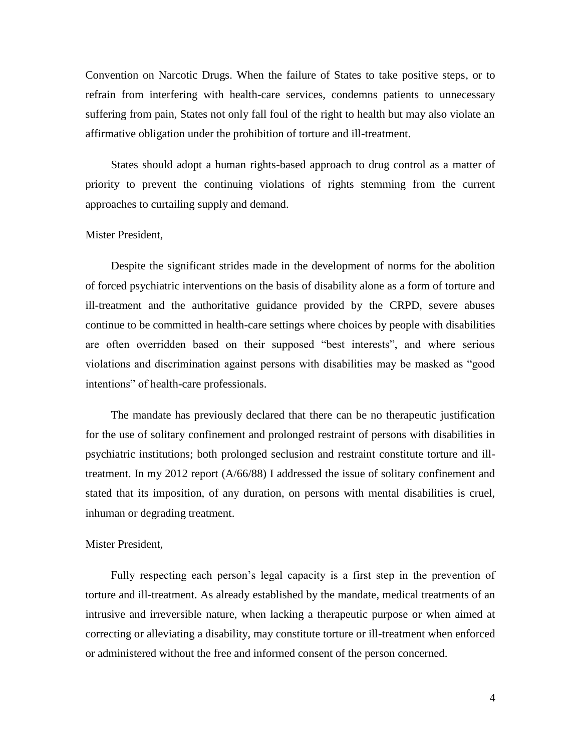Convention on Narcotic Drugs. When the failure of States to take positive steps, or to refrain from interfering with health-care services, condemns patients to unnecessary suffering from pain, States not only fall foul of the right to health but may also violate an affirmative obligation under the prohibition of torture and ill-treatment.

States should adopt a human rights-based approach to drug control as a matter of priority to prevent the continuing violations of rights stemming from the current approaches to curtailing supply and demand.

Mister President,

Despite the significant strides made in the development of norms for the abolition of forced psychiatric interventions on the basis of disability alone as a form of torture and ill-treatment and the authoritative guidance provided by the CRPD, severe abuses continue to be committed in health-care settings where choices by people with disabilities are often overridden based on their supposed "best interests", and where serious violations and discrimination against persons with disabilities may be masked as "good intentions" of health-care professionals.

The mandate has previously declared that there can be no therapeutic justification for the use of solitary confinement and prolonged restraint of persons with disabilities in psychiatric institutions; both prolonged seclusion and restraint constitute torture and ill-treatment. In my 2012 report (A/66/88) I addressed the issue of solitary confinement and stated that its imposition, of any duration, on persons with mental disabilities is cruel, inhuman or degrading treatment.

Mister President,

Fully respecting each person's legal capacity is a first step in the prevention of torture and ill-treatment. As already established by the mandate, medical treatments of an intrusive and irreversible nature, when lacking a therapeutic purpose or when aimed at correcting or alleviating a disability, may constitute torture or ill-treatment when enforced or administered without the free and informed consent of the person concerned.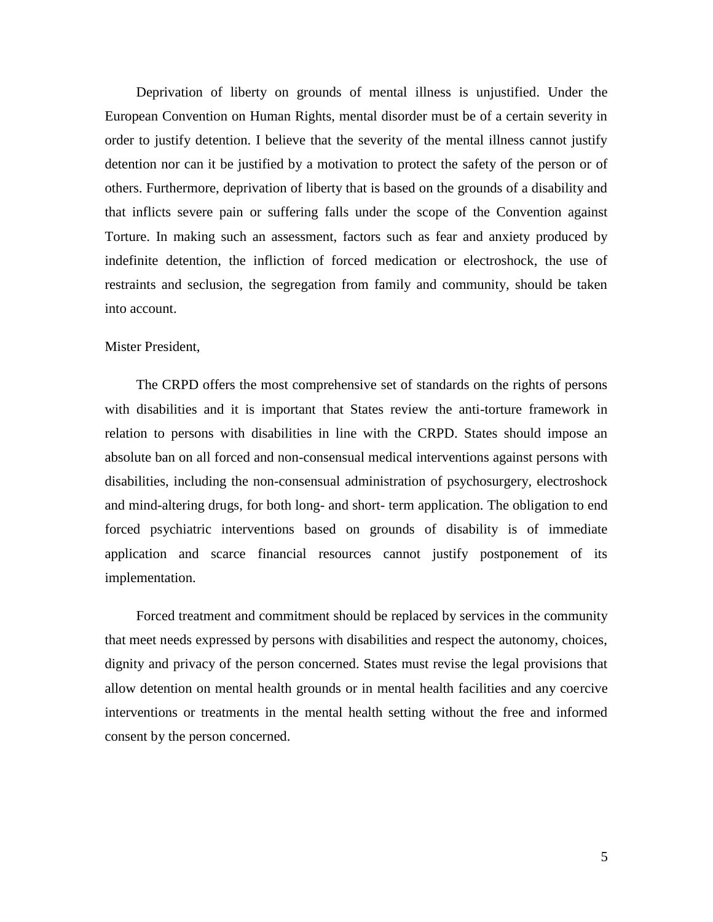Deprivation of liberty on grounds of mental illness is unjustified. Under the European Convention on Human Rights, mental disorder must be of a certain severity in order to justify detention. I believe that the severity of the mental illness cannot justify detention nor can it be justified by a motivation to protect the safety of the person or of others. Furthermore, deprivation of liberty that is based on the grounds of a disability and that inflicts severe pain or suffering falls under the scope of the Convention against Torture. In making such an assessment, factors such as fear and anxiety produced by indefinite detention, the infliction of forced medication or electroshock, the use of restraints and seclusion, the segregation from family and community, should be taken into account.

Mister President,

The CRPD offers the most comprehensive set of standards on the rights of persons with disabilities and it is important that States review the anti-torture framework in relation to persons with disabilities in line with the CRPD. States should impose an absolute ban on all forced and non-consensual medical interventions against persons with disabilities, including the non-consensual administration of psychosurgery, electroshock and mind-altering drugs, for both long- and short- term application. The obligation to end forced psychiatric interventions based on grounds of disability is of immediate application and scarce financial resources cannot justify postponement of its implementation.

Forced treatment and commitment should be replaced by services in the community that meet needs expressed by persons with disabilities and respect the autonomy, choices, dignity and privacy of the person concerned. States must revise the legal provisions that allow detention on mental health grounds or in mental health facilities and any coercive interventions or treatments in the mental health setting without the free and informed consent by the person concerned.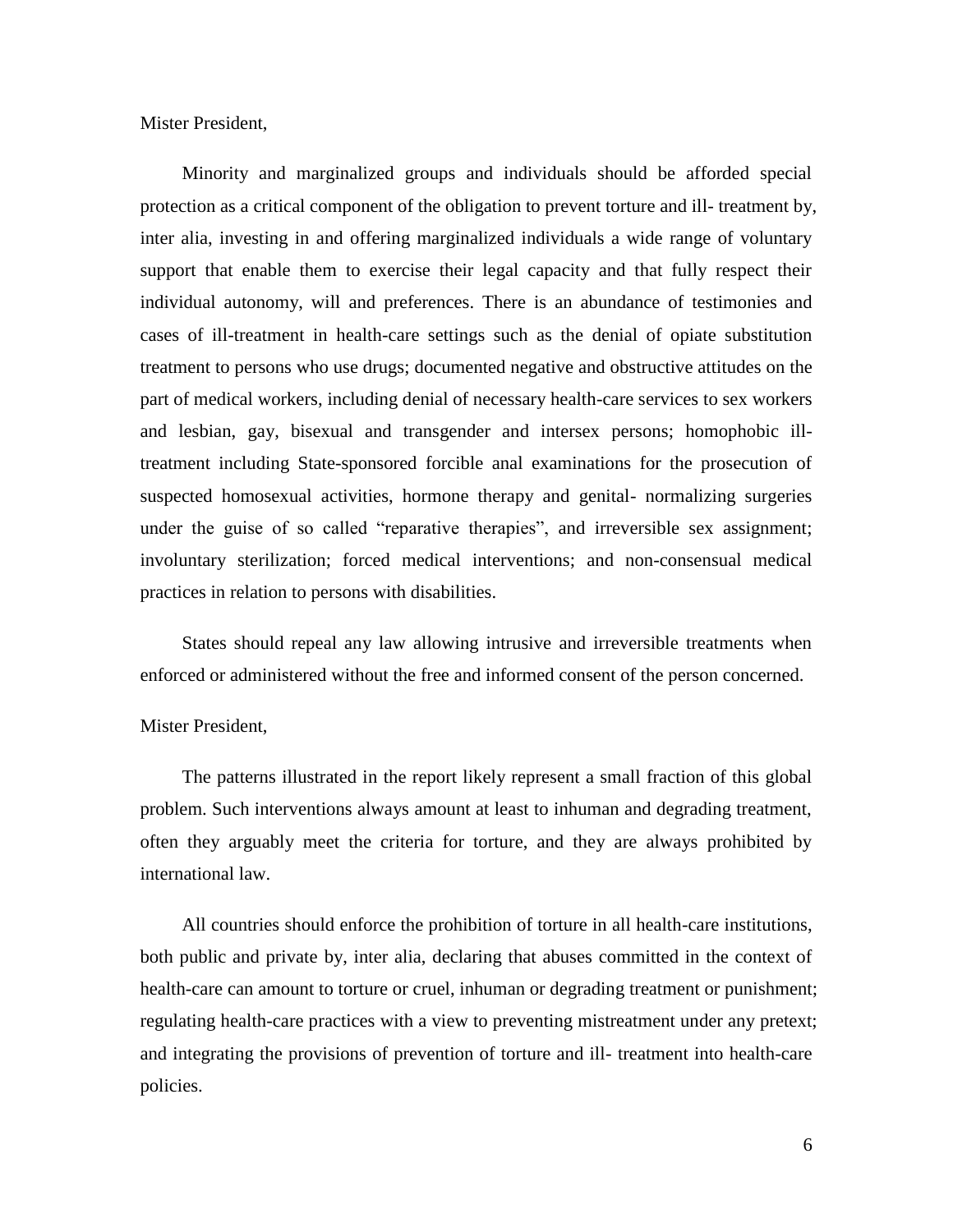Mister President,

Minority and marginalized groups and individuals should be afforded special protection as a critical component of the obligation to prevent torture and ill- treatment by, inter alia, investing in and offering marginalized individuals a wide range of voluntary support that enable them to exercise their legal capacity and that fully respect their individual autonomy, will and preferences. There is an abundance of testimonies and cases of ill-treatment in health-care settings such as the denial of opiate substitution treatment to persons who use drugs; documented negative and obstructive attitudes on the part of medical workers, including denial of necessary health-care services to sex workers and lesbian, gay, bisexual and transgender and intersex persons; homophobic ill-treatment including State-sponsored forcible anal examinations for the prosecution of suspected homosexual activities, hormone therapy and genital- normalizing surgeries under the guise of so called "reparative therapies", and irreversible sex assignment; involuntary sterilization; forced medical interventions; and non-consensual medical practices in relation to persons with disabilities.

States should repeal any law allowing intrusive and irreversible treatments when enforced or administered without the free and informed consent of the person concerned.

Mister President,

The patterns illustrated in the report likely represent a small fraction of this global problem. Such interventions always amount at least to inhuman and degrading treatment, often they arguably meet the criteria for torture, and they are always prohibited by international law.

All countries should enforce the prohibition of torture in all health-care institutions, both public and private by, inter alia, declaring that abuses committed in the context of health-care can amount to torture or cruel, inhuman or degrading treatment or punishment; regulating health-care practices with a view to preventing mistreatment under any pretext; and integrating the provisions of prevention of torture and ill- treatment into health-care policies.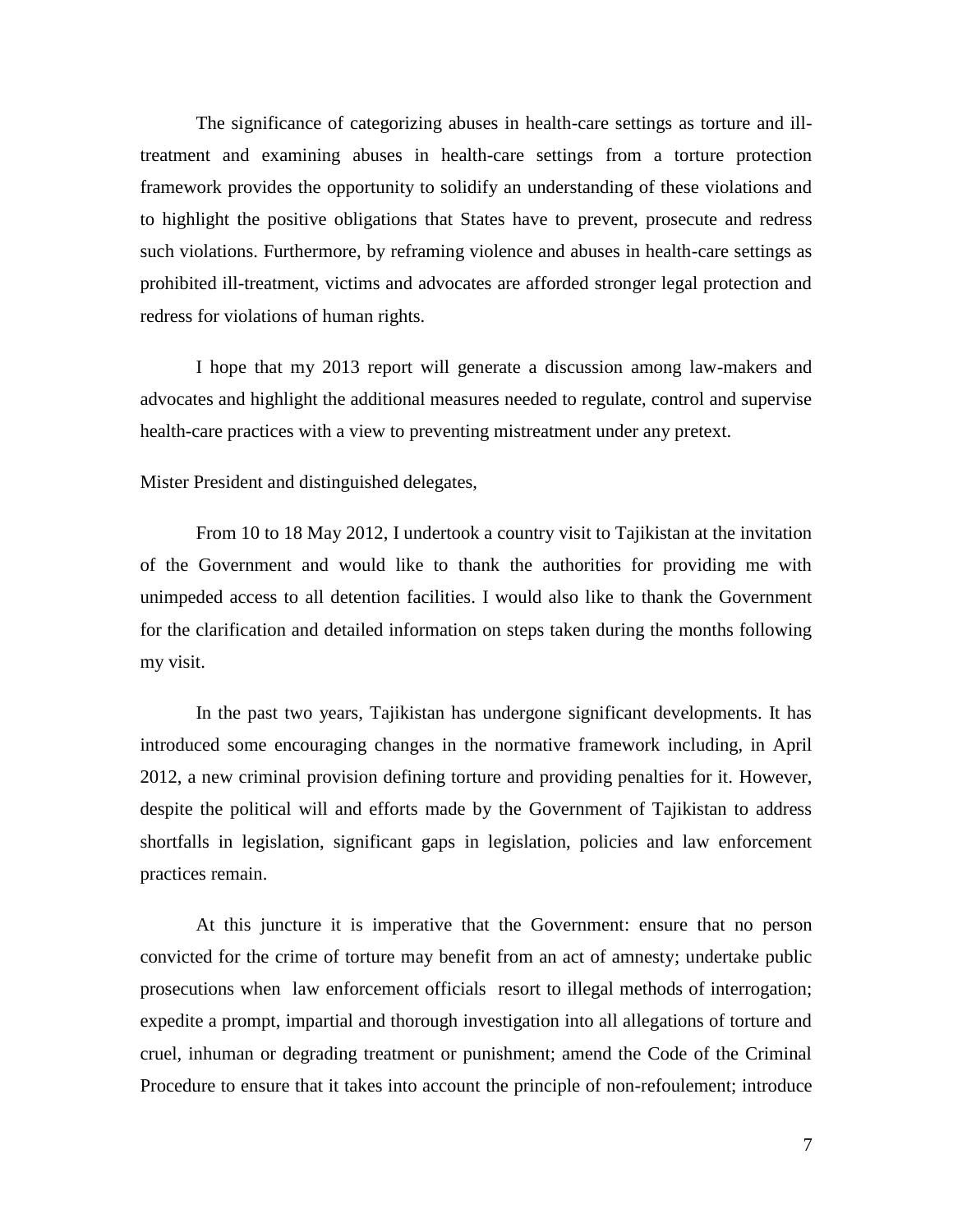The significance of categorizing abuses in health-care settings as torture and ill-treatment and examining abuses in health-care settings from a torture protection framework provides the opportunity to solidify an understanding of these violations and to highlight the positive obligations that States have to prevent, prosecute and redress such violations. Furthermore, by reframing violence and abuses in health-care settings as prohibited ill-treatment, victims and advocates are afforded stronger legal protection and redress for violations of human rights.

I hope that my 2013 report will generate a discussion among law-makers and advocates and highlight the additional measures needed to regulate, control and supervise health-care practices with a view to preventing mistreatment under any pretext.

Mister President and distinguished delegates,

From 10 to 18 May 2012, I undertook a country visit to Tajikistan at the invitation of the Government and would like to thank the authorities for providing me with unimpeded access to all detention facilities. I would also like to thank the Government for the clarification and detailed information on steps taken during the months following my visit.

In the past two years, Tajikistan has undergone significant developments. It has introduced some encouraging changes in the normative framework including, in April 2012, a new criminal provision defining torture and providing penalties for it. However, despite the political will and efforts made by the Government of Tajikistan to address shortfalls in legislation, significant gaps in legislation, policies and law enforcement practices remain.

At this juncture it is imperative that the Government: ensure that no person convicted for the crime of torture may benefit from an act of amnesty; undertake public prosecutions when law enforcement officials resort to illegal methods of interrogation; expedite a prompt, impartial and thorough investigation into all allegations of torture and cruel, inhuman or degrading treatment or punishment; amend the Code of the Criminal Procedure to ensure that it takes into account the principle of non-refoulement; introduce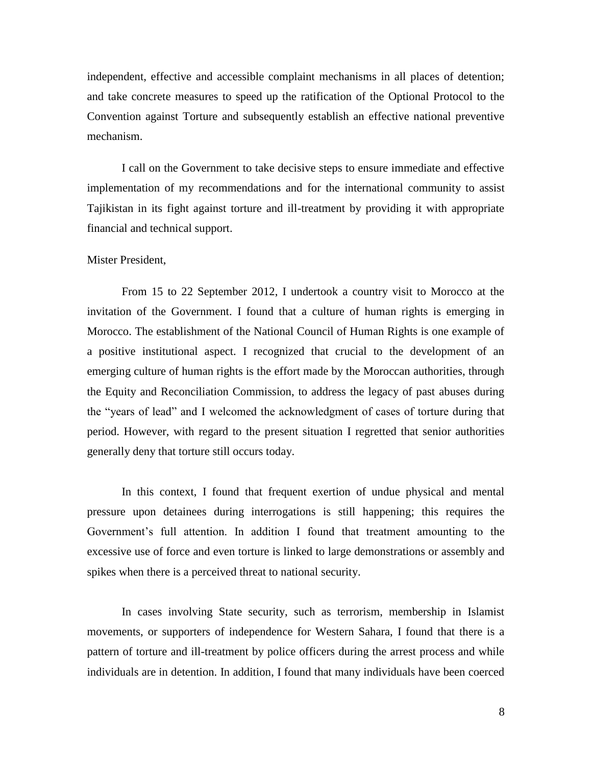independent, effective and accessible complaint mechanisms in all places of detention; and take concrete measures to speed up the ratification of the Optional Protocol to the Convention against Torture and subsequently establish an effective national preventive mechanism.

I call on the Government to take decisive steps to ensure immediate and effective implementation of my recommendations and for the international community to assist Tajikistan in its fight against torture and ill-treatment by providing it with appropriate financial and technical support.

Mister President,

From 15 to 22 September 2012, I undertook a country visit to Morocco at the invitation of the Government. I found that a culture of human rights is emerging in Morocco. The establishment of the National Council of Human Rights is one example of a positive institutional aspect. I recognized that crucial to the development of an emerging culture of human rights is the effort made by the Moroccan authorities, through the Equity and Reconciliation Commission, to address the legacy of past abuses during the "years of lead" and I welcomed the acknowledgment of cases of torture during that period. However, with regard to the present situation I regretted that senior authorities generally deny that torture still occurs today.

In this context, I found that frequent exertion of undue physical and mental pressure upon detainees during interrogations is still happening; this requires the Government's full attention. In addition I found that treatment amounting to the excessive use of force and even torture is linked to large demonstrations or assembly and spikes when there is a perceived threat to national security.

In cases involving State security, such as terrorism, membership in Islamist movements, or supporters of independence for Western Sahara, I found that there is a pattern of torture and ill-treatment by police officers during the arrest process and while individuals are in detention. In addition, I found that many individuals have been coerced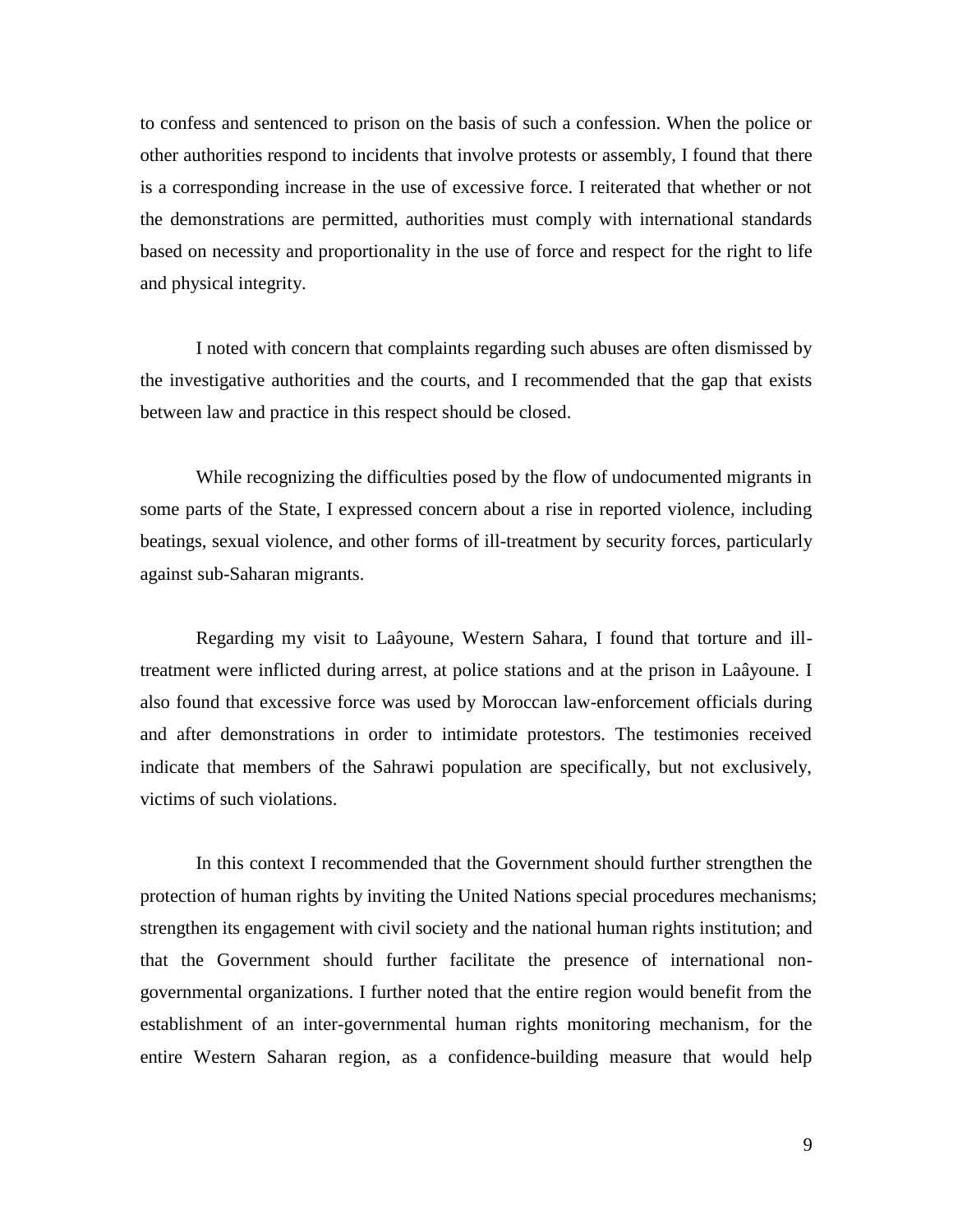to confess and sentenced to prison on the basis of such a confession. When the police or other authorities respond to incidents that involve protests or assembly, I found that there is a corresponding increase in the use of excessive force. I reiterated that whether or not the demonstrations are permitted, authorities must comply with international standards based on necessity and proportionality in the use of force and respect for the right to life and physical integrity.

I noted with concern that complaints regarding such abuses are often dismissed by the investigative authorities and the courts, and I recommended that the gap that exists between law and practice in this respect should be closed.

While recognizing the difficulties posed by the flow of undocumented migrants in some parts of the State, I expressed concern about a rise in reported violence, including beatings, sexual violence, and other forms of ill-treatment by security forces, particularly against sub-Saharan migrants.

Regarding my visit to Laâyoune, Western Sahara, I found that torture and ill-treatment were inflicted during arrest, at police stations and at the prison in Laâyoune. I also found that excessive force was used by Moroccan law-enforcement officials during and after demonstrations in order to intimidate protestors. The testimonies received indicate that members of the Sahrawi population are specifically, but not exclusively, victims of such violations.

In this context I recommended that the Government should further strengthen the protection of human rights by inviting the United Nations special procedures mechanisms; strengthen its engagement with civil society and the national human rights institution; and that the Government should further facilitate the presence of international non-governmental organizations. I further noted that the entire region would benefit from the establishment of an inter-governmental human rights monitoring mechanism, for the entire Western Saharan region, as a confidence-building measure that would help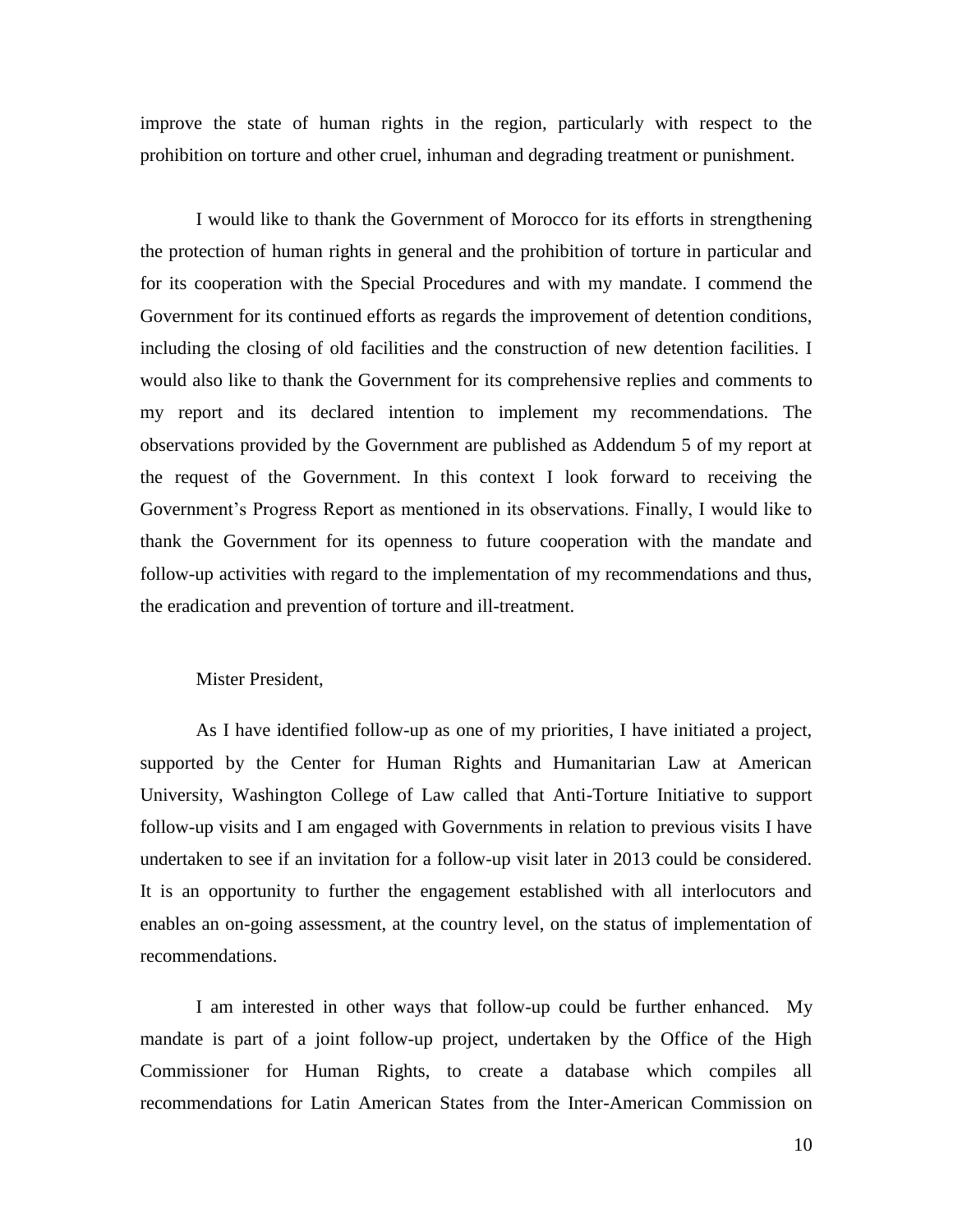improve the state of human rights in the region, particularly with respect to the prohibition on torture and other cruel, inhuman and degrading treatment or punishment.

I would like to thank the Government of Morocco for its efforts in strengthening the protection of human rights in general and the prohibition of torture in particular and for its cooperation with the Special Procedures and with my mandate. I commend the Government for its continued efforts as regards the improvement of detention conditions, including the closing of old facilities and the construction of new detention facilities. I would also like to thank the Government for its comprehensive replies and comments to my report and its declared intention to implement my recommendations. The observations provided by the Government are published as Addendum 5 of my report at the request of the Government. In this context I look forward to receiving the Government's Progress Report as mentioned in its observations. Finally, I would like to thank the Government for its openness to future cooperation with the mandate and follow-up activities with regard to the implementation of my recommendations and thus, the eradication and prevention of torture and ill-treatment.

Mister President,

As I have identified follow-up as one of my priorities, I have initiated a project, supported by the Center for Human Rights and Humanitarian Law at American University, Washington College of Law called that Anti-Torture Initiative to support follow-up visits and I am engaged with Governments in relation to previous visits I have undertaken to see if an invitation for a follow-up visit later in 2013 could be considered. It is an opportunity to further the engagement established with all interlocutors and enables an on-going assessment, at the country level, on the status of implementation of recommendations.

I am interested in other ways that follow-up could be further enhanced. My mandate is part of a joint follow-up project, undertaken by the Office of the High Commissioner for Human Rights, to create a database which compiles all recommendations for Latin American States from the Inter-American Commission on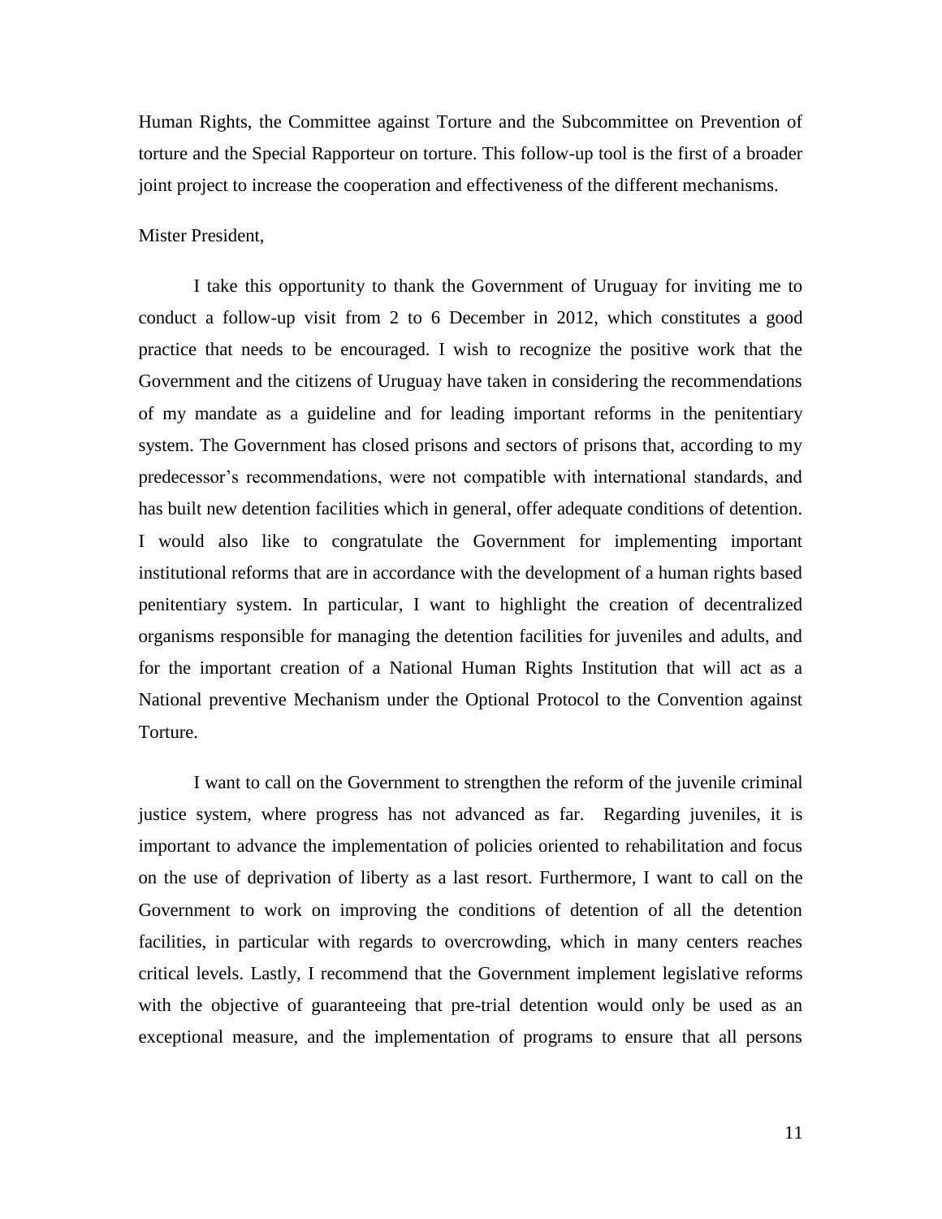Human Rights, the Committee against Torture and the Subcommittee on Prevention of torture and the Special Rapporteur on torture. This follow-up tool is the first of a broader joint project to increase the cooperation and effectiveness of the different mechanisms.

Mister President,

I take this opportunity to thank the Government of Uruguay for inviting me to conduct a follow-up visit from 2 to 6 December in 2012, which constitutes a good practice that needs to be encouraged. I wish to recognize the positive work that the Government and the citizens of Uruguay have taken in considering the recommendations of my mandate as a guideline and for leading important reforms in the penitentiary system. The Government has closed prisons and sectors of prisons that, according to my predecessor's recommendations, were not compatible with international standards, and has built new detention facilities which in general, offer adequate conditions of detention. I would also like to congratulate the Government for implementing important institutional reforms that are in accordance with the development of a human rights based penitentiary system. In particular, I want to highlight the creation of decentralized organisms responsible for managing the detention facilities for juveniles and adults, and for the important creation of a National Human Rights Institution that will act as a National preventive Mechanism under the Optional Protocol to the Convention against Torture.

I want to call on the Government to strengthen the reform of the juvenile criminal justice system, where progress has not advanced as far. Regarding juveniles, it is important to advance the implementation of policies oriented to rehabilitation and focus on the use of deprivation of liberty as a last resort. Furthermore, I want to call on the Government to work on improving the conditions of detention of all the detention facilities, in particular with regards to overcrowding, which in many centers reaches critical levels. Lastly, I recommend that the Government implement legislative reforms with the objective of guaranteeing that pre-trial detention would only be used as an exceptional measure, and the implementation of programs to ensure that all persons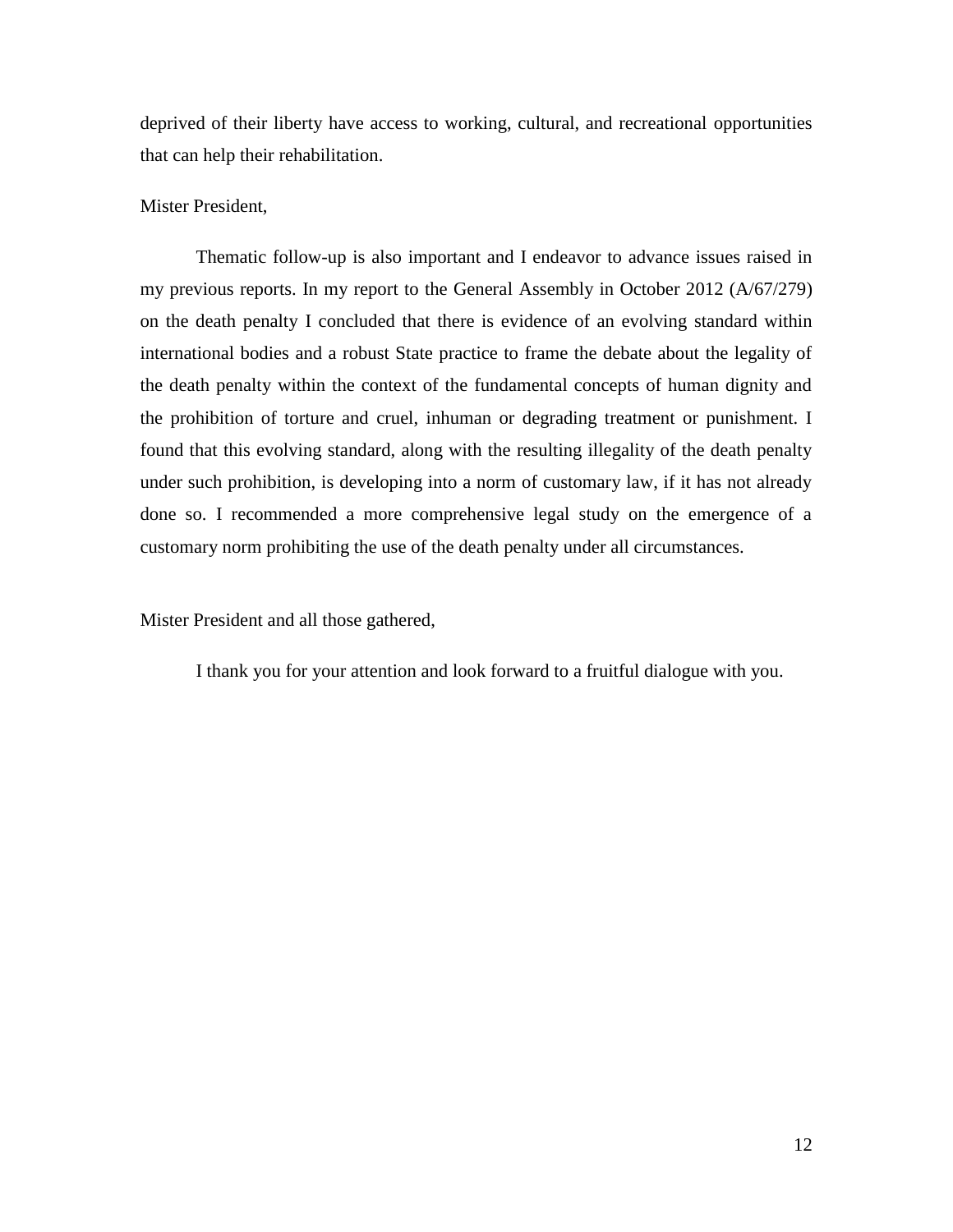deprived of their liberty have access to working, cultural, and recreational opportunities that can help their rehabilitation.

Mister President,

Thematic follow-up is also important and I endeavor to advance issues raised in my previous reports. In my report to the General Assembly in October 2012 (A/67/279) on the death penalty I concluded that there is evidence of an evolving standard within international bodies and a robust State practice to frame the debate about the legality of the death penalty within the context of the fundamental concepts of human dignity and the prohibition of torture and cruel, inhuman or degrading treatment or punishment. I found that this evolving standard, along with the resulting illegality of the death penalty under such prohibition, is developing into a norm of customary law, if it has not already done so. I recommended a more comprehensive legal study on the emergence of a customary norm prohibiting the use of the death penalty under all circumstances.

Mister President and all those gathered,

I thank you for your attention and look forward to a fruitful dialogue with you.